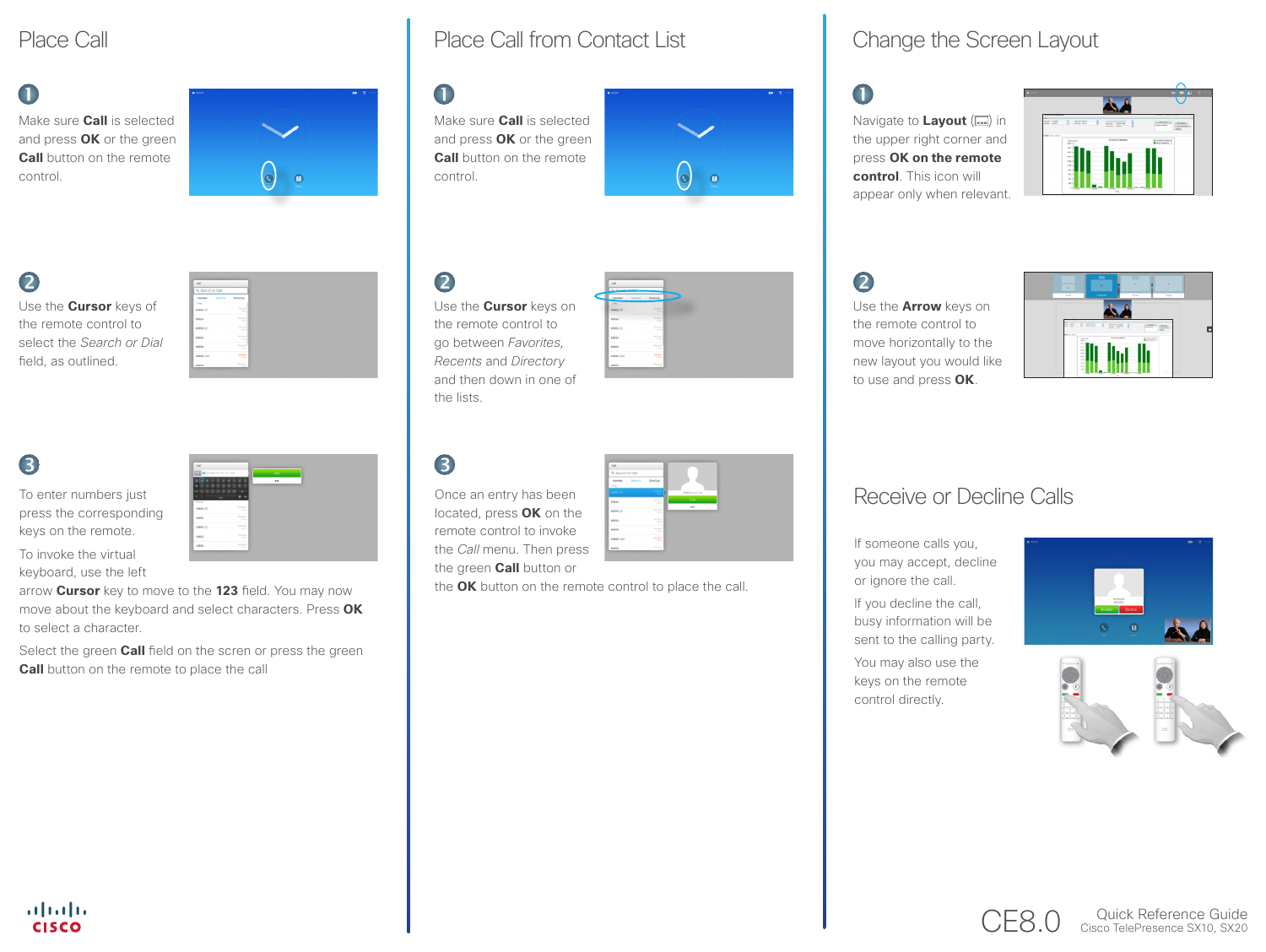# Place Call

**1**

Make sure **Call** is selected and press **OK** or the green **Call** button on the remote control.

**2**

Use the **Cursor** keys of the remote control to select the *Search or Dial* field, as outlined.

**3**

To enter numbers just press the corresponding keys on the remote.

To invoke the virtual keyboard, use the left arrow **Cursor** key to move to the **123** field. You may now move about the keyboard and select characters. Press **OK** to select a character.

Select the green **Call** field on the scren or press the green **Call** button on the remote to place the call

# Place Call from Contact List

**1**

Make sure **Call** is selected and press **OK** or the green **Call** button on the remote control.

**2**

Use the **Cursor** keys on the remote control to go between *Favorites*, *Recents* and *Directory* and then down in one of the lists.

**3**

Once an entry has been located, press **OK** on the remote control to invoke the *Call* menu. Then press the green **Call** button or the **OK** button on the remote control to place the call.

# Change the Screen Layout

**1**

Navigate to **Layout** ( ) in the upper right corner and press **OK on the remote control**. This icon will appear only when relevant.

**2**

Use the **Arrow** keys on the remote control to move horizontally to the new layout you would like to use and press **OK**.

# Receive or Decline Calls

If someone calls you, you may accept, decline or ignore the call.

If you decline the call, busy information will be sent to the calling party.

You may also use the keys on the remote control directly.

CE8.0

Quick Reference Guide
Cisco TelePresence SX10, SX20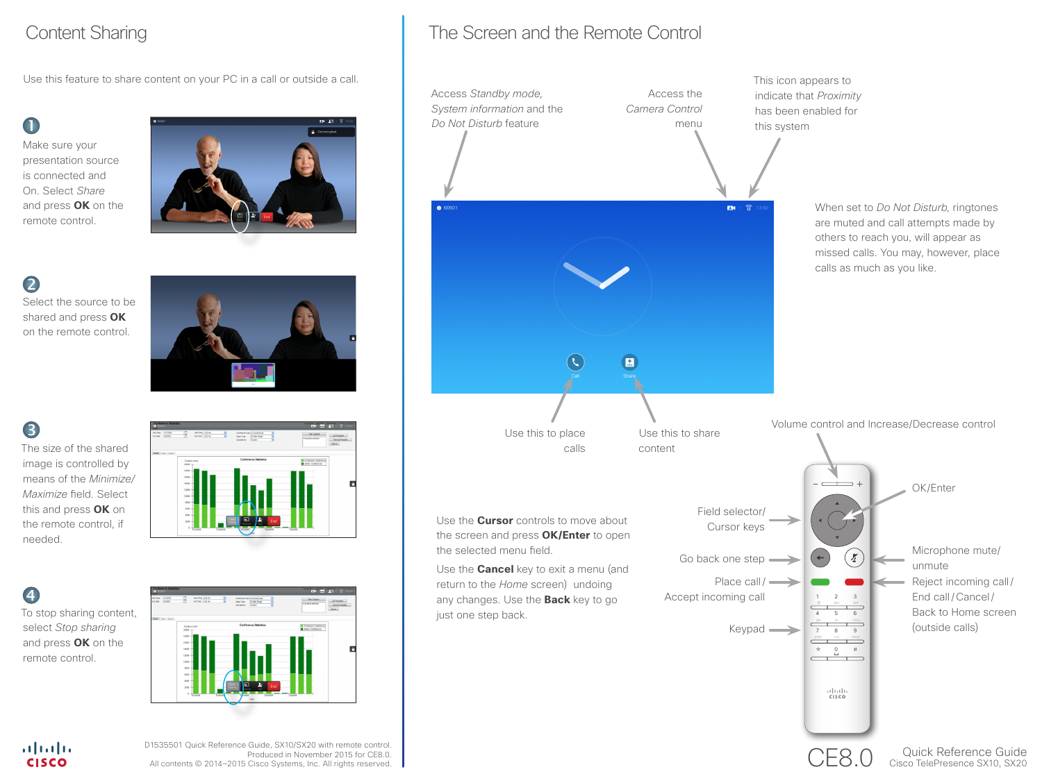# Content Sharing

Use this feature to share content on your PC in a call or outside a call.

1. Make sure your presentation source is connected and On. Select *Share* and press **OK** on the remote control.

2. Select the source to be shared and press **OK** on the remote control.

3. The size of the shared image is controlled by means of the *Minimize/ Maximize* field. Select this and press **OK** on the remote control, if needed.

4. To stop sharing content, select *Stop sharing* and press **OK** on the remote control.

D1535501 Quick Reference Guide, SX10/SX20 with remote control.
Produced in November 2015 for CE8.0.
All contents © 2014–2015 Cisco Systems, Inc. All rights reserved.

# The Screen and the Remote Control

Access *Standby mode, System information* and the *Do Not Disturb* feature

Access the *Camera Control* menu

This icon appears to indicate that *Proximity* has been enabled for this system

When set to *Do Not Disturb*, ringtones are muted and call attempts made by others to reach you, will appear as missed calls. You may, however, place calls as much as you like.

Use this to place calls

Use this to share content

Volume control and Increase/Decrease control

OK/Enter

Use the **Cursor** controls to move about the screen and press **OK/Enter** to open the selected menu field.

Use the **Cancel** key to exit a menu (and return to the *Home* screen) undoing any changes. Use the **Back** key to go just one step back.

Field selector/ Cursor keys

Go back one step

Microphone mute/ unmute

Place call / Accept incoming call

Reject incoming call / End call / Cancel / Back to Home screen (outside calls)

Keypad

CE8.0

Quick Reference Guide
Cisco TelePresence SX10, SX20